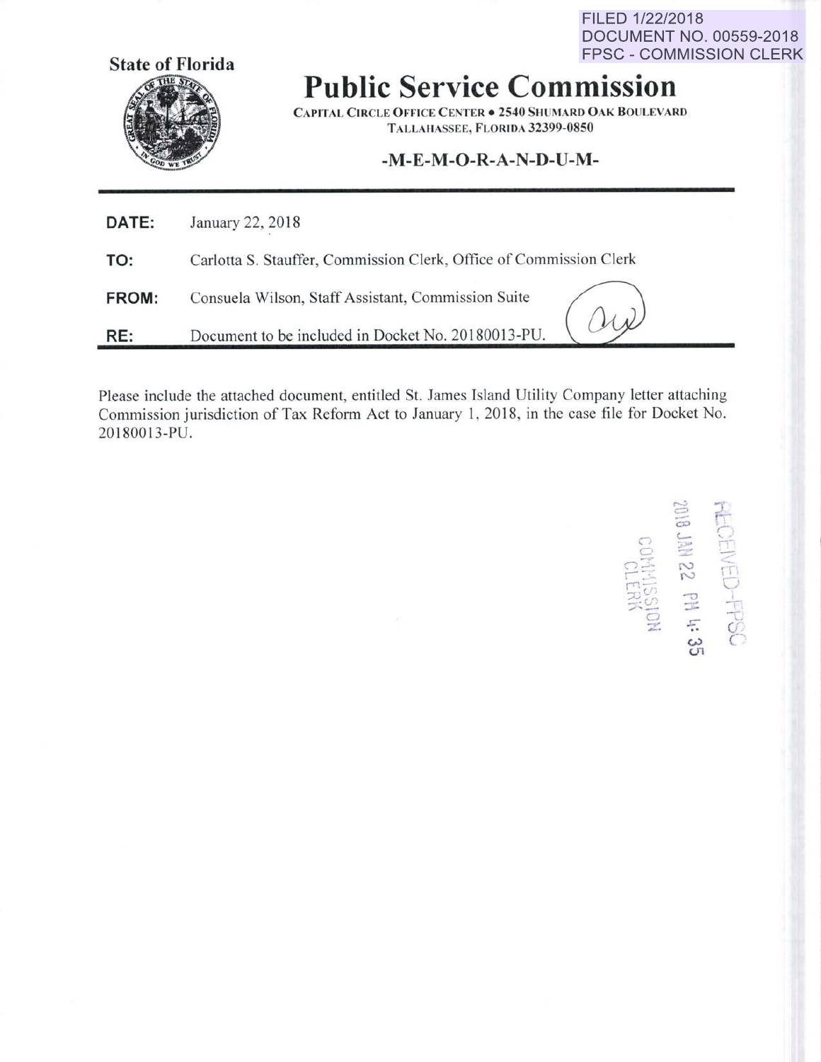FILED 1/22/2018
DOCUMENT NO. 00559-2018
FPSC - COMMISSION CLERK

State of Florida

# Public Service Commission

CAPITAL CIRCLE OFFICE CENTER • 2540 SHUMARD OAK BOULEVARD
TALLAHASSEE, FLORIDA 32399-0850

## -M-E-M-O-R-A-N-D-U-M-

**DATE:** January 22, 2018

**TO:** Carlotta S. Stauffer, Commission Clerk, Office of Commission Clerk

**FROM:** Consuela Wilson, Staff Assistant, Commission Suite

**RE:** Document to be included in Docket No. 20180013-PU.

Please include the attached document, entitled St. James Island Utility Company letter attaching Commission jurisdiction of Tax Reform Act to January 1, 2018, in the case file for Docket No. 20180013-PU.

RECEIVED-FPSC
2018 JAN 22 PM 4:35
COMMISSION CLERK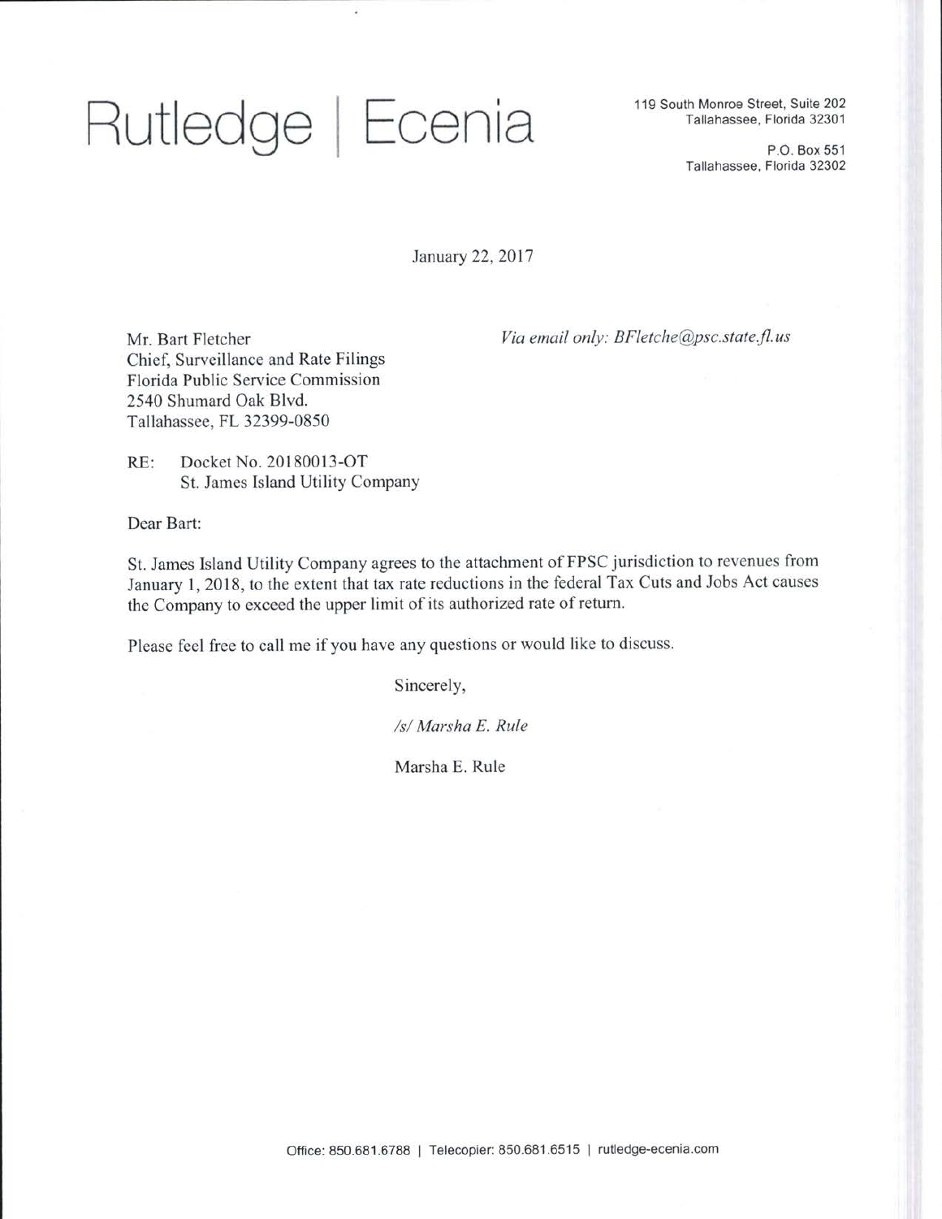# Rutledge | Ecenia

119 South Monroe Street, Suite 202
Tallahassee, Florida 32301

P.O. Box 551
Tallahassee, Florida 32302

January 22, 2017

Mr. Bart Fletcher
Chief, Surveillance and Rate Filings
Florida Public Service Commission
2540 Shumard Oak Blvd.
Tallahassee, FL 32399-0850

*Via email only: BFletche@psc.state.fl.us*

RE: Docket No. 20180013-OT
St. James Island Utility Company

Dear Bart:

St. James Island Utility Company agrees to the attachment of FPSC jurisdiction to revenues from January 1, 2018, to the extent that tax rate reductions in the federal Tax Cuts and Jobs Act causes the Company to exceed the upper limit of its authorized rate of return.

Please feel free to call me if you have any questions or would like to discuss.

Sincerely,

*/s/ Marsha E. Rule*

Marsha E. Rule

Office: 850.681.6788 | Telecopier: 850.681.6515 | rutledge-ecenia.com